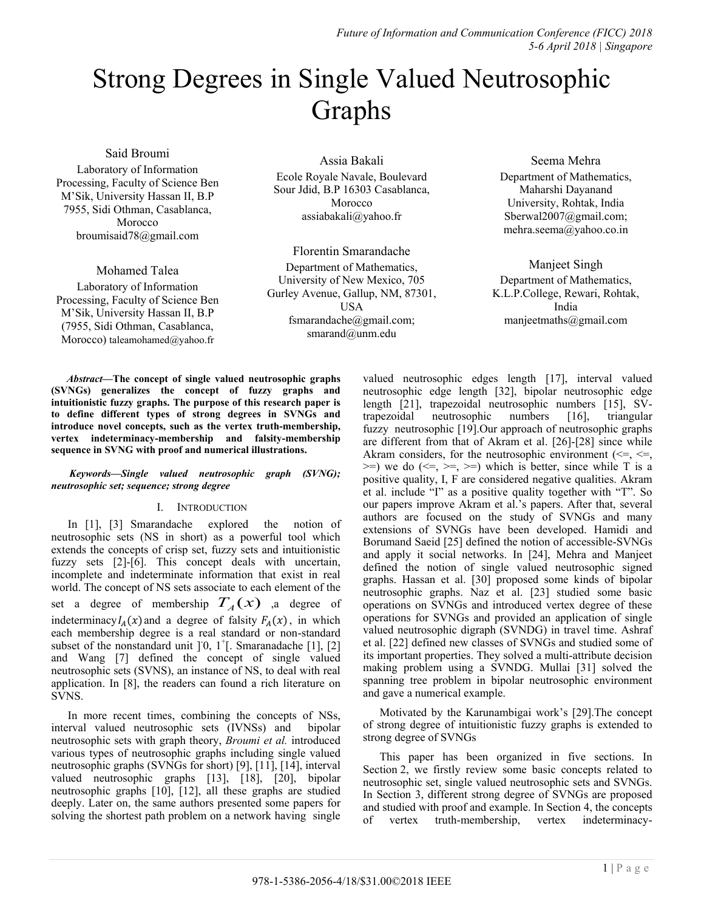# Strong Degrees in Single Valued Neutrosophic Graphs

Said Broumi
Laboratory of Information Processing, Faculty of Science Ben M'Sik, University Hassan II, B.P 7955, Sidi Othman, Casablanca, Morocco
broumisaid78@gmail.com

Assia Bakali
Ecole Royale Navale, Boulevard Sour Jdid, B.P 16303 Casablanca, Morocco
assiabakali@yahoo.fr

Seema Mehra
Department of Mathematics, Maharshi Dayanand University, Rohtak, India
Sberwal2007@gmail.com; mehra.seema@yahoo.co.in

Mohamed Talea
Laboratory of Information Processing, Faculty of Science Ben M'Sik, University Hassan II, B.P (7955, Sidi Othman, Casablanca, Morocco) taleamohamed@yahoo.fr

Florentin Smarandache
Department of Mathematics, University of New Mexico, 705 Gurley Avenue, Gallup, NM, 87301, USA
fsmarandache@gmail.com; smarand@unm.edu

Manjeet Singh
Department of Mathematics, K.L.P.College, Rewari, Rohtak, India
manjeetmaths@gmail.com

***Abstract*—The concept of single valued neutrosophic graphs (SVNGs) generalizes the concept of fuzzy graphs and intuitionistic fuzzy graphs. The purpose of this research paper is to define different types of strong degrees in SVNGs and introduce novel concepts, such as the vertex truth-membership, vertex indeterminacy-membership and falsity-membership sequence in SVNG with proof and numerical illustrations.**

***Keywords*—Single valued neutrosophic graph (SVNG); neutrosophic set; sequence; strong degree**

## I. Introduction

In [1], [3] Smarandache explored the notion of neutrosophic sets (NS in short) as a powerful tool which extends the concepts of crisp set, fuzzy sets and intuitionistic fuzzy sets [2]-[6]. This concept deals with uncertain, incomplete and indeterminate information that exist in real world. The concept of NS sets associate to each element of the set a degree of membership $T_A(x)$ ,a degree of indeterminacy $I_A(x)$ and a degree of falsity $F_A(x)$, in which each membership degree is a real standard or non-standard subset of the nonstandard unit $]^-0, 1^+[$. Smaranadache [1], [2] and Wang [7] defined the concept of single valued neutrosophic sets (SVNS), an instance of NS, to deal with real application. In [8], the readers can found a rich literature on SVNS.

In more recent times, combining the concepts of NSs, interval valued neutrosophic sets (IVNSs) and bipolar neutrosophic sets with graph theory, *Broumi et al.* introduced various types of neutrosophic graphs including single valued neutrosophic graphs (SVNGs for short) [9], [11], [14], interval valued neutrosophic graphs [13], [18], [20], bipolar neutrosophic graphs [10], [12], all these graphs are studied deeply. Later on, the same authors presented some papers for solving the shortest path problem on a network having single valued neutrosophic edges length [17], interval valued neutrosophic edge length [32], bipolar neutrosophic edge length [21], trapezoidal neutrosophic numbers [15], SV-trapezoidal neutrosophic numbers [16], triangular fuzzy neutrosophic [19].Our approach of neutrosophic graphs are different from that of Akram et al. [26]-[28] since while Akram considers, for the neutrosophic environment (<=, <=, >=) we do (<=, >=, >=) which is better, since while T is a positive quality, I, F are considered negative qualities. Akram et al. include "I" as a positive quality together with "T". So our papers improve Akram et al.'s papers. After that, several authors are focused on the study of SVNGs and many extensions of SVNGs have been developed. Hamidi and Borumand Saeid [25] defined the notion of accessible-SVNGs and apply it social networks. In [24], Mehra and Manjeet defined the notion of single valued neutrosophic signed graphs. Hassan et al. [30] proposed some kinds of bipolar neutrosophic graphs. Naz et al. [23] studied some basic operations on SVNGs and introduced vertex degree of these operations for SVNGs and provided an application of single valued neutrosophic digraph (SVNDG) in travel time. Ashraf et al. [22] defined new classes of SVNGs and studied some of its important properties. They solved a multi-attribute decision making problem using a SVNDG. Mullai [31] solved the spanning tree problem in bipolar neutrosophic environment and gave a numerical example.

Motivated by the Karunambigai work's [29].The concept of strong degree of intuitionistic fuzzy graphs is extended to strong degree of SVNGs

This paper has been organized in five sections. In Section 2, we firstly review some basic concepts related to neutrosophic set, single valued neutrosophic sets and SVNGs. In Section 3, different strong degree of SVNGs are proposed and studied with proof and example. In Section 4, the concepts of vertex truth-membership, vertex indeterminacy-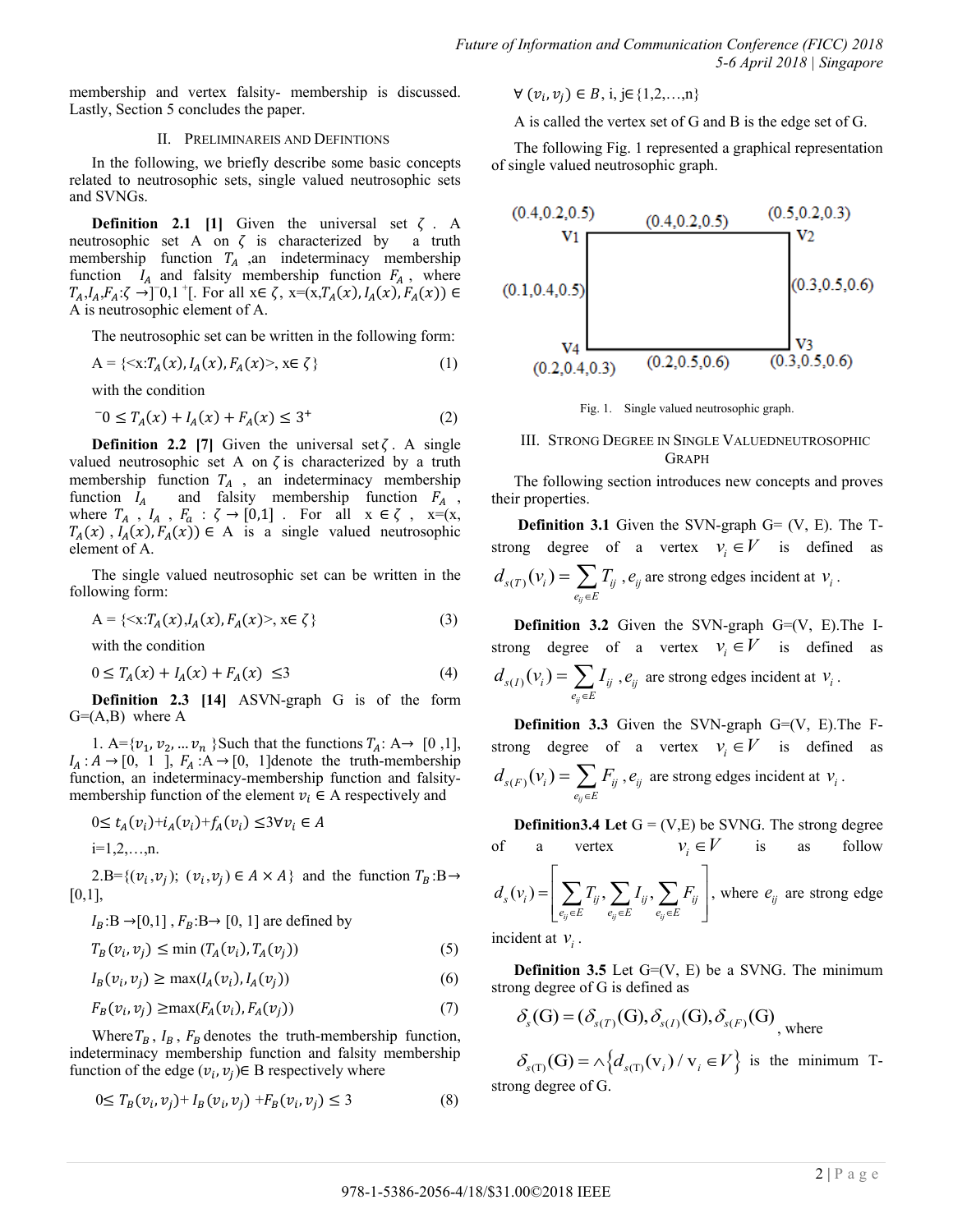membership and vertex falsity- membership is discussed. Lastly, Section 5 concludes the paper.

## II. Preliminareis and Defintions

In the following, we briefly describe some basic concepts related to neutrosophic sets, single valued neutrosophic sets and SVNGs.

**Definition 2.1 [1]** Given the universal set $\zeta$ . A neutrosophic set A on $\zeta$ is characterized by a truth membership function $T_A$ ,an indeterminacy membership function $I_A$ and falsity membership function $F_A$ , where $T_A$,$I_A$,$F_A$:$\zeta \rightarrow ]^{-}0,1^{+}[$. For all x∈ $\zeta$, x=(x,$T_A(x), I_A(x), F_A(x)$) ∈ A is neutrosophic element of A.

The neutrosophic set can be written in the following form:

$$A = \{<x: T_A(x), I_A(x), F_A(x)>, x \in \zeta\} \tag{1}$$

with the condition

$$^{-}0 \leq T_A(x) + I_A(x) + F_A(x) \leq 3^{+} \tag{2}$$

**Definition 2.2 [7]** Given the universal set $\zeta$. A single valued neutrosophic set A on $\zeta$ is characterized by a truth membership function $T_A$ , an indeterminacy membership function $I_A$ and falsity membership function $F_A$ , where $T_A$ , $I_A$ , $F_a$ : $\zeta \rightarrow [0,1]$ . For all x ∈ $\zeta$ , x=(x, $T_A(x)$ , $I_A(x), F_A(x)$) ∈ A is a single valued neutrosophic element of A.

The single valued neutrosophic set can be written in the following form:

$$A = \{<x: T_A(x), I_A(x), F_A(x)>, x \in \zeta\} \tag{3}$$

with the condition

$$0 \leq T_A(x) + I_A(x) + F_A(x) \leq 3 \tag{4}$$

**Definition 2.3 [14]** ASVN-graph G is of the form G=(A,B) where A

1. A=$\{v_1, v_2, \ldots v_n\}$ Such that the functions $T_A$: A→ [0 ,1], $I_A : A \rightarrow [0, 1]$, $F_A : A \rightarrow [0, 1]$denote the truth-membership function, an indeterminacy-membership function and falsity-membership function of the element $v_i \in A$ respectively and

$0 \leq t_A(v_i) + i_A(v_i) + f_A(v_i) \leq 3 \forall v_i \in A$

i=1,2,…,n.

2.B=$\{(v_i, v_j);\ (v_i, v_j) \in A \times A\}$ and the function $T_B$:B→ [0,1],

$I_B$:B →[0,1] , $F_B$:B→ [0, 1] are defined by

$$T_B(v_i, v_j) \leq \min\,(T_A(v_i), T_A(v_j)) \tag{5}$$

$$I_B(v_i, v_j) \geq \max(I_A(v_i), I_A(v_j)) \tag{6}$$

$$F_B(v_i, v_j) \geq \max(F_A(v_i), F_A(v_j)) \tag{7}$$

Where $T_B$ , $I_B$ , $F_B$ denotes the truth-membership function, indeterminacy membership function and falsity membership function of the edge $(v_i, v_j)$∈ B respectively where

$$0 \leq T_B(v_i, v_j) + I_B(v_i, v_j) + F_B(v_i, v_j) \leq 3 \tag{8}$$

$\forall\ (v_i, v_j) \in B$, i, j∈{1,2,…,n}

A is called the vertex set of G and B is the edge set of G.

The following Fig. 1 represented a graphical representation of single valued neutrosophic graph.

Fig. 1. Single valued neutrosophic graph.

## III. Strong Degree in Single Valuedneutrosophic Graph

The following section introduces new concepts and proves their properties.

**Definition 3.1** Given the SVN-graph G= (V, E). The T-strong degree of a vertex $v_i \in V$ is defined as $d_{s(T)}(v_i) = \sum_{e_{ij} \in E} T_{ij}$ , $e_{ij}$ are strong edges incident at $v_i$ .

**Definition 3.2** Given the SVN-graph G=(V, E).The I-strong degree of a vertex $v_i \in V$ is defined as $d_{s(I)}(v_i) = \sum_{e_{ij} \in E} I_{ij}$ , $e_{ij}$ are strong edges incident at $v_i$ .

**Definition 3.3** Given the SVN-graph G=(V, E).The F-strong degree of a vertex $v_i \in V$ is defined as $d_{s(F)}(v_i) = \sum_{e_{ij} \in E} F_{ij}$ , $e_{ij}$ are strong edges incident at $v_i$ .

**Definition3.4 Let** G = (V,E) be SVNG. The strong degree of a vertex $v_i \in V$ is as follow $d_s(v_i) = \left[ \sum_{e_{ij} \in E} T_{ij}, \sum_{e_{ij} \in E} I_{ij}, \sum_{e_{ij} \in E} F_{ij} \right]$, where $e_{ij}$ are strong edge incident at $v_i$ .

**Definition 3.5** Let G=(V, E) be a SVNG. The minimum strong degree of G is defined as

$\delta_s(\text{G}) = (\delta_{s(T)}(\text{G}), \delta_{s(I)}(\text{G}), \delta_{s(F)}(\text{G})$ , where

$\delta_{s(\text{T})}(\text{G}) = \wedge \{ d_{s(\text{T})}(\text{v}_i) \,/\, \text{v}_i \in V \}$ is the minimum T-strong degree of G.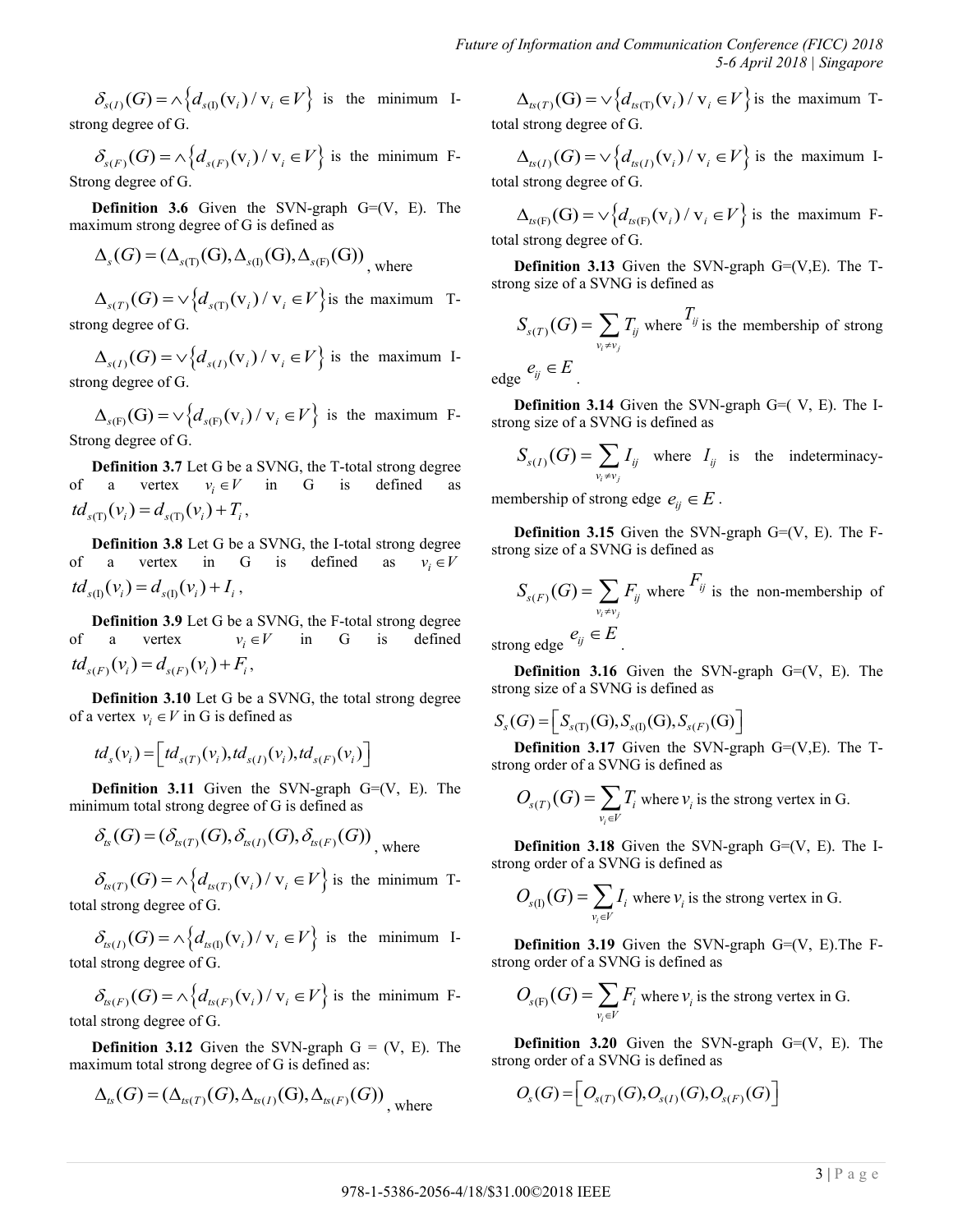$\delta_{s(I)}(G) = \wedge\{d_{s(I)}(v_i) / v_i \in V\}$ is the minimum I-strong degree of G.

$\delta_{s(F)}(G) = \wedge\{d_{s(F)}(v_i) / v_i \in V\}$ is the minimum F-Strong degree of G.

**Definition 3.6** Given the SVN-graph G=(V, E). The maximum strong degree of G is defined as

$\Delta_s(G) = (\Delta_{s(T)}(G), \Delta_{s(I)}(G), \Delta_{s(F)}(G))$, where

$\Delta_{s(T)}(G) = \vee\{d_{s(T)}(v_i) / v_i \in V\}$ is the maximum T-strong degree of G.

$\Delta_{s(I)}(G) = \vee\{d_{s(I)}(v_i) / v_i \in V\}$ is the maximum I-strong degree of G.

$\Delta_{s(F)}(G) = \vee\{d_{s(F)}(v_i) / v_i \in V\}$ is the maximum F-Strong degree of G.

**Definition 3.7** Let G be a SVNG, the T-total strong degree of a vertex $v_i \in V$ in G is defined as $td_{s(T)}(v_i) = d_{s(T)}(v_i) + T_i$,

**Definition 3.8** Let G be a SVNG, the I-total strong degree of a vertex in G is defined as $v_i \in V$ $td_{s(I)}(v_i) = d_{s(I)}(v_i) + I_i$,

**Definition 3.9** Let G be a SVNG, the F-total strong degree of a vertex $v_i \in V$ in G is defined $td_{s(F)}(v_i) = d_{s(F)}(v_i) + F_i$,

**Definition 3.10** Let G be a SVNG, the total strong degree of a vertex $v_i \in V$ in G is defined as

$$td_s(v_i) = \left[td_{s(T)}(v_i), td_{s(I)}(v_i), td_{s(F)}(v_i)\right]$$

**Definition 3.11** Given the SVN-graph G=(V, E). The minimum total strong degree of G is defined as

$\delta_{ts}(G) = (\delta_{ts(T)}(G), \delta_{ts(I)}(G), \delta_{ts(F)}(G))$, where

$\delta_{ts(T)}(G) = \wedge\{d_{ts(T)}(v_i) / v_i \in V\}$ is the minimum T-total strong degree of G.

$\delta_{ts(I)}(G) = \wedge\{d_{ts(I)}(v_i) / v_i \in V\}$ is the minimum I-total strong degree of G.

$\delta_{ts(F)}(G) = \wedge\{d_{ts(F)}(v_i) / v_i \in V\}$ is the minimum F-total strong degree of G.

**Definition 3.12** Given the SVN-graph G = (V, E). The maximum total strong degree of G is defined as:

$\Delta_{ts}(G) = (\Delta_{ts(T)}(G), \Delta_{ts(I)}(G), \Delta_{ts(F)}(G))$, where

$\Delta_{ts(T)}(G) = \vee\{d_{ts(T)}(v_i) / v_i \in V\}$ is the maximum T-total strong degree of G.

$\Delta_{ts(I)}(G) = \vee\{d_{ts(I)}(v_i) / v_i \in V\}$ is the maximum I-total strong degree of G.

$\Delta_{ts(F)}(G) = \vee\{d_{ts(F)}(v_i) / v_i \in V\}$ is the maximum F-total strong degree of G.

**Definition 3.13** Given the SVN-graph G=(V,E). The T-strong size of a SVNG is defined as

$S_{s(T)}(G) = \sum_{v_i \neq v_j} T_{ij}$ where $T_{ij}$ is the membership of strong edge $e_{ij} \in E$.

**Definition 3.14** Given the SVN-graph G=( V, E). The I-strong size of a SVNG is defined as

$S_{s(I)}(G) = \sum_{v_i \neq v_j} I_{ij}$ where $I_{ij}$ is the indeterminacy-membership of strong edge $e_{ij} \in E$.

**Definition 3.15** Given the SVN-graph G=(V, E). The F-strong size of a SVNG is defined as

$S_{s(F)}(G) = \sum_{v_i \neq v_j} F_{ij}$ where $F_{ij}$ is the non-membership of strong edge $e_{ij} \in E$.

**Definition 3.16** Given the SVN-graph G=(V, E). The strong size of a SVNG is defined as

$$S_s(G) = \left[S_{s(T)}(G), S_{s(I)}(G), S_{s(F)}(G)\right]$$

**Definition 3.17** Given the SVN-graph G=(V,E). The T-strong order of a SVNG is defined as

$O_{s(T)}(G) = \sum_{v_i \in V} T_i$ where $v_i$ is the strong vertex in G.

**Definition 3.18** Given the SVN-graph G=(V, E). The I-strong order of a SVNG is defined as

$O_{s(I)}(G) = \sum_{v_i \in V} I_i$ where $v_i$ is the strong vertex in G.

**Definition 3.19** Given the SVN-graph G=(V, E).The F-strong order of a SVNG is defined as

$O_{s(F)}(G) = \sum_{v_i \in V} F_i$ where $v_i$ is the strong vertex in G.

**Definition 3.20** Given the SVN-graph G=(V, E). The strong order of a SVNG is defined as

$$O_s(G) = \left[O_{s(T)}(G), O_{s(I)}(G), O_{s(F)}(G)\right]$$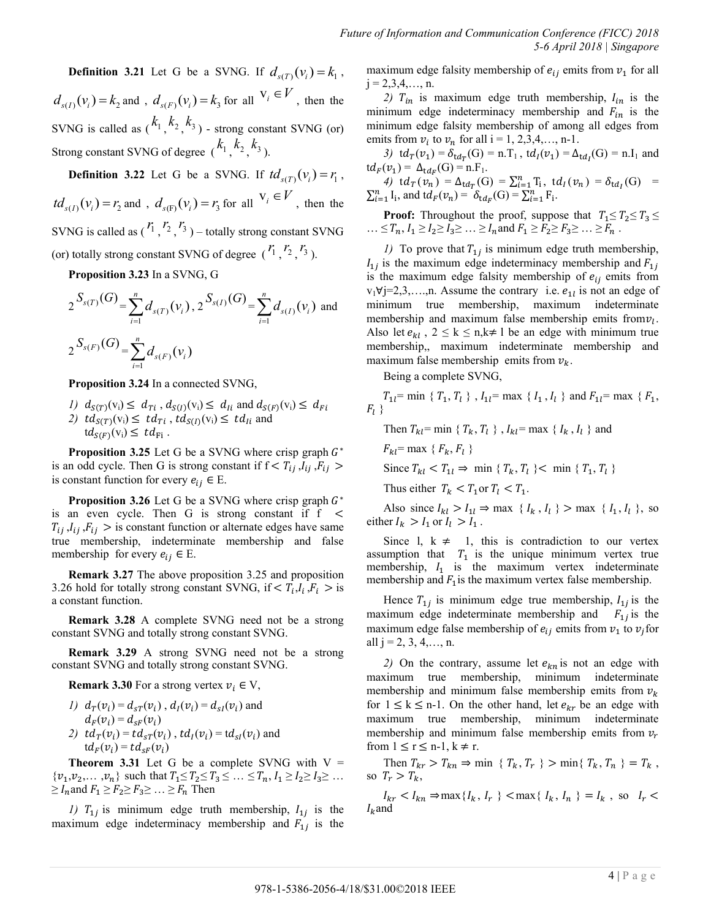**Definition 3.21** Let G be a SVNG. If $d_{s(T)}(v_i) = k_1$, $d_{s(I)}(v_i) = k_2$ and , $d_{s(F)}(v_i) = k_3$ for all $v_i \in V$ , then the SVNG is called as ($k_1$, $k_2$, $k_3$) - strong constant SVNG (or) Strong constant SVNG of degree ($k_1$, $k_2$, $k_3$).

**Definition 3.22** Let G be a SVNG. If $td_{s(T)}(v_i) = r_1$, $td_{s(I)}(v_i) = r_2$ and , $d_{s(F)}(v_i) = r_3$ for all $v_i \in V$ , then the SVNG is called as ($r_1$, $r_2$, $r_3$) – totally strong constant SVNG (or) totally strong constant SVNG of degree ($r_1$, $r_2$, $r_3$).

**Proposition 3.23** In a SVNG, G

$$2^{S_{s(T)}(G)} = \sum_{i=1}^{n} d_{s(T)}(v_i),\ 2^{S_{s(I)}(G)} = \sum_{i=1}^{n} d_{s(I)}(v_i) \text{ and}$$

$$2^{S_{s(F)}(G)} = \sum_{i=1}^{n} d_{s(F)}(v_i)$$

**Proposition 3.24** In a connected SVNG,

1) $d_{S(T)}(v_i) \leq d_{Ti}$ , $d_{S(I)}(v_i) \leq d_{Ii}$ and $d_{S(F)}(v_i) \leq d_{Fi}$
2) $td_{S(T)}(v_i) \leq td_{Ti}$ , $td_{S(I)}(v_i) \leq td_{Ii}$ and $td_{S(F)}(v_i) \leq td_{Fi}$ .

**Proposition 3.25** Let G be a SVNG where crisp graph $G^*$ is an odd cycle. Then G is strong constant if f $< T_{ij}, I_{ij}, F_{ij} >$ is constant function for every $e_{ij} \in E$.

**Proposition 3.26** Let G be a SVNG where crisp graph $G^*$ is an even cycle. Then G is strong constant if f $< T_{ij}, I_{ij}, F_{ij} >$ is constant function or alternate edges have same true membership, indeterminate membership and false membership for every $e_{ij} \in E$.

**Remark 3.27** The above proposition 3.25 and proposition 3.26 hold for totally strong constant SVNG, if $< T_i, I_i, F_i >$ is a constant function.

**Remark 3.28** A complete SVNG need not be a strong constant SVNG and totally strong constant SVNG.

**Remark 3.29** A strong SVNG need not be a strong constant SVNG and totally strong constant SVNG.

**Remark 3.30** For a strong vertex $v_i \in V$,

1) $d_T(v_i) = d_{sT}(v_i)$ , $d_I(v_i) = d_{sI}(v_i)$ and $d_F(v_i) = d_{sF}(v_i)$
2) $td_T(v_i) = td_{sT}(v_i)$ , $td_I(v_i) = td_{sI}(v_i)$ and $td_F(v_i) = td_{sF}(v_i)$

**Theorem 3.31** Let G be a complete SVNG with V = $\{v_1, v_2, \dots, v_n\}$ such that $T_1 \leq T_2 \leq T_3 \leq \dots \leq T_n$, $I_1 \geq I_2 \geq I_3 \geq \dots \geq I_n$ and $F_1 \geq F_2 \geq F_3 \geq \dots \geq F_n$ Then

*1)* $T_{1j}$ is minimum edge truth membership, $I_{1j}$ is the maximum edge indeterminacy membership and $F_{1j}$ is the maximum edge falsity membership of $e_{ij}$ emits from $v_1$ for all j = 2,3,4,…, n.

*2)* $T_{in}$ is maximum edge truth membership, $I_{in}$ is the minimum edge indeterminacy membership and $F_{in}$ is the minimum edge falsity membership of among all edges from emits from $v_i$ to $v_n$ for all i = 1, 2,3,4,…, n-1.

*3)* $td_T(v_1) = \delta_{td_T}(G) = n.T_1$ , $td_I(v_1) = \Delta_{td_I}(G) = n.I_1$ and $td_F(v_1) = \Delta_{td_F}(G) = n.F_1$.

*4)* $td_T(v_n) = \Delta_{td_T}(G) = \sum_{i=1}^{n} T_i$, $td_I(v_n) = \delta_{td_I}(G) = \sum_{i=1}^{n} I_i$, and $td_F(v_n) = \delta_{td_F}(G) = \sum_{i=1}^{n} F_i$.

**Proof:** Throughout the proof, suppose that $T_1 \leq T_2 \leq T_3 \leq \dots \leq T_n$, $I_1 \geq I_2 \geq I_3 \geq \dots \geq I_n$ and $F_1 \geq F_2 \geq F_3 \geq \dots \geq F_n$ .

*1)* To prove that $T_{1j}$ is minimum edge truth membership, $I_{1j}$ is the maximum edge indeterminacy membership and $F_{1j}$ is the maximum edge falsity membership of $e_{ij}$ emits from $v_1 \forall j$=2,3,….,n. Assume the contrary i.e. $e_{1l}$ is not an edge of minimum true membership, maximum indeterminate membership and maximum false membership emits from $v_l$. Also let $e_{kl}$ , $2 \leq k \leq n, k \neq l$ be an edge with minimum true membership,, maximum indeterminate membership and maximum false membership emits from $v_k$.

Being a complete SVNG,

$T_{1l}$= min { $T_1$, $T_l$ } , $I_{1l}$= max { $I_1$ , $I_l$ } and $F_{1l}$= max { $F_1$, $F_l$ }

Then $T_{kl}$= min { $T_k$, $T_l$ } , $I_{kl}$= max { $I_k$ , $I_l$ } and

$F_{kl}$= max { $F_k$, $F_l$ }

Since $T_{kl} < T_{1l} \Rightarrow$ min { $T_k$, $T_l$ }$<$ min { $T_1$, $T_l$ }

Thus either $T_k < T_1$ or $T_l < T_1$.

Also since $I_{kl} > I_{1l} \Rightarrow$ max { $I_k$ , $I_l$ } $>$ max { $I_1$, $I_l$ }, so either $I_k > I_1$ or $I_l > I_1$ .

Since l, k $\neq$ 1, this is contradiction to our vertex assumption that $T_1$ is the unique minimum vertex true membership, $I_1$ is the maximum vertex indeterminate membership and $F_1$ is the maximum vertex false membership.

Hence $T_{1j}$ is minimum edge true membership, $I_{1j}$ is the maximum edge indeterminate membership and $F_{1j}$ is the maximum edge false membership of $e_{ij}$ emits from $v_1$ to $v_j$ for all j = 2, 3, 4,…, n.

*2)* On the contrary, assume let $e_{kn}$ is not an edge with maximum true membership, minimum indeterminate membership and minimum false membership emits from $v_k$ for $1 \leq k \leq$ n-1. On the other hand, let $e_{kr}$ be an edge with maximum true membership, minimum indeterminate membership and minimum false membership emits from $v_r$ from $1 \leq r \leq$ n-1, k $\neq$ r.

Then $T_{kr} > T_{kn} \Rightarrow$ min { $T_k$, $T_r$ } $>$ min{ $T_k$, $T_n$ } $= T_k$ , so $T_r > T_k$,

$I_{kr} < I_{kn} \Rightarrow$max{$I_k$ , $I_r$ } $<$max{ $I_k$ , $I_n$ } $= I_k$ , so $I_r < I_k$ and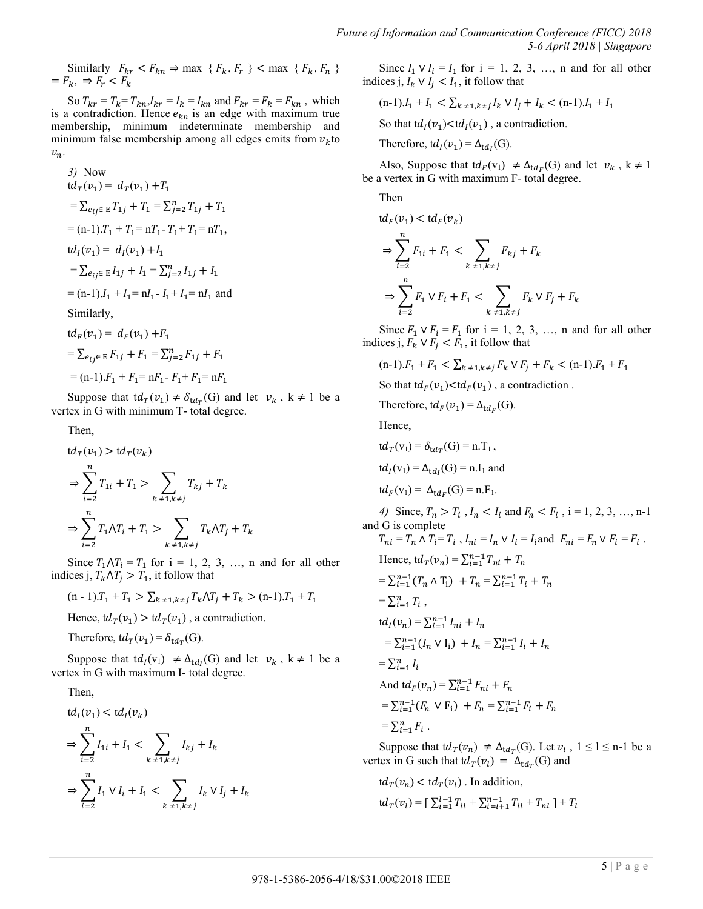Similarly $F_{kr} < F_{kn} \Rightarrow \max\{F_k, F_r\} < \max\{F_k, F_n\} = F_k, \Rightarrow F_r < F_k$

So $T_{kr} = T_k = T_{kn}, I_{kr} = I_k = I_{kn}$ and $F_{kr} = F_k = F_{kn}$, which is a contradiction. Hence $e_{kn}$ is an edge with maximum true membership, minimum indeterminate membership and minimum false membership among all edges emits from $v_k$ to $v_n$.

*3)* Now

$td_T(v_1) = d_T(v_1) + T_1$

$= \sum_{e_{ij} \in E} T_{1j} + T_1 = \sum_{j=2}^{n} T_{1j} + T_1$

$= (n\text{-}1).T_1 + T_1 = nT_1 - T_1 + T_1 = nT_1,$

$td_I(v_1) = d_I(v_1) + I_1$

$= \sum_{e_{ij} \in E} I_{1j} + I_1 = \sum_{j=2}^{n} I_{1j} + I_1$

$= (n\text{-}1).I_1 + I_1 = nI_1 - I_1 + I_1 = nI_1$ and

Similarly,

$td_F(v_1) = d_F(v_1) + F_1$

$= \sum_{e_{ij} \in E} F_{1j} + F_1 = \sum_{j=2}^{n} F_{1j} + F_1$

$= (n\text{-}1).F_1 + F_1 = nF_1 - F_1 + F_1 = nF_1$

Suppose that $td_T(v_1) \neq \delta_{td_T}(G)$ and let $v_k$, $k \neq 1$ be a vertex in G with minimum T- total degree.

Then,

$td_T(v_1) > td_T(v_k)$

$$\Rightarrow \sum_{i=2}^{n} T_{1i} + T_1 > \sum_{k \neq 1, k \neq j} T_{kj} + T_k$$

$$\Rightarrow \sum_{i=2}^{n} T_1 \wedge T_i + T_1 > \sum_{k \neq 1, k \neq j} T_k \wedge T_j + T_k$$

Since $T_1 \wedge T_i = T_1$ for i = 1, 2, 3, …, n and for all other indices j, $T_k \wedge T_j > T_1$, it follow that

$(n - 1).T_1 + T_1 > \sum_{k \neq 1, k \neq j} T_k \wedge T_j + T_k > (n\text{-}1).T_1 + T_1$

Hence, $td_T(v_1) > td_T(v_1)$, a contradiction.

Therefore, $td_T(v_1) = \delta_{td_T}(G)$.

Suppose that $td_I(v_1) \neq \Delta_{td_I}(G)$ and let $v_k$, $k \neq 1$ be a vertex in G with maximum I- total degree.

Then,

$td_I(v_1) < td_I(v_k)$

$$\Rightarrow \sum_{i=2}^{n} I_{1i} + I_1 < \sum_{k \neq 1, k \neq j} I_{kj} + I_k$$

$$\Rightarrow \sum_{i=2}^{n} I_1 \vee I_i + I_1 < \sum_{k \neq 1, k \neq j} I_k \vee I_j + I_k$$

Since $I_1 \vee I_i = I_1$ for i = 1, 2, 3, …, n and for all other indices j, $I_k \vee I_j < I_1$, it follow that

$(n\text{-}1).I_1 + I_1 < \sum_{k \neq 1, k \neq j} I_k \vee I_j + I_k < (n\text{-}1).I_1 + I_1$

So that $td_I(v_1) < td_I(v_1)$, a contradiction.

Therefore, $td_I(v_1) = \Delta_{td_I}(G)$.

Also, Suppose that $td_F(v_1) \neq \Delta_{td_F}(G)$ and let $v_k$, $k \neq 1$ be a vertex in G with maximum F- total degree.

Then

$td_F(v_1) < td_F(v_k)$

$$\Rightarrow \sum_{i=2}^{n} F_{1i} + F_1 < \sum_{k \neq 1, k \neq j} F_{kj} + F_k$$

$$\Rightarrow \sum_{i=2}^{n} F_1 \vee F_i + F_1 < \sum_{k \neq 1, k \neq j} F_k \vee F_j + F_k$$

Since $F_1 \vee F_i = F_1$ for i = 1, 2, 3, …, n and for all other indices j, $F_k \vee F_j < F_1$, it follow that

$(n\text{-}1).F_1 + F_1 < \sum_{k \neq 1, k \neq j} F_k \vee F_j + F_k < (n\text{-}1).F_1 + F_1$

So that $td_F(v_1) < td_F(v_1)$, a contradiction.

Therefore, $td_F(v_1) = \Delta_{td_F}(G)$.

Hence,

$td_T(v_1) = \delta_{td_T}(G) = n.T_1$,

$td_I(v_1) = \Delta_{td_I}(G) = n.I_1$ and

$td_F(v_1) = \Delta_{td_F}(G) = n.F_1$.

*4)* Since, $T_n > T_i$, $I_n < I_i$ and $F_n < F_i$, i = 1, 2, 3, …, n-1 and G is complete

$T_{ni} = T_n \wedge T_i = T_i$, $I_{ni} = I_n \vee I_i = I_i$ and $F_{ni} = F_n \vee F_i = F_i$.

Hence, $td_T(v_n) = \sum_{i=1}^{n-1} T_{ni} + T_n$

$= \sum_{i=1}^{n-1} (T_n \wedge T_i) + T_n = \sum_{i=1}^{n-1} T_i + T_n$

$= \sum_{i=1}^{n} T_i$,

$td_I(v_n) = \sum_{i=1}^{n-1} I_{ni} + I_n$

$= \sum_{i=1}^{n-1} (I_n \vee I_i) + I_n = \sum_{i=1}^{n-1} I_i + I_n$

$= \sum_{i=1}^{n} I_i$

And $td_F(v_n) = \sum_{i=1}^{n-1} F_{ni} + F_n$

$= \sum_{i=1}^{n-1} (F_n \vee F_i) + F_n = \sum_{i=1}^{n-1} F_i + F_n$

$= \sum_{i=1}^{n} F_i$.

Suppose that $td_T(v_n) \neq \Delta_{td_T}(G)$. Let $v_l$, $1 \leq l \leq n\text{-}1$ be a vertex in G such that $td_T(v_l) = \Delta_{td_T}(G)$ and

$td_T(v_n) < td_T(v_l)$. In addition,

$td_T(v_l) = [\, \sum_{i=1}^{l-1} T_{il} + \sum_{i=l+1}^{n-1} T_{il} + T_{nl} \,] + T_l$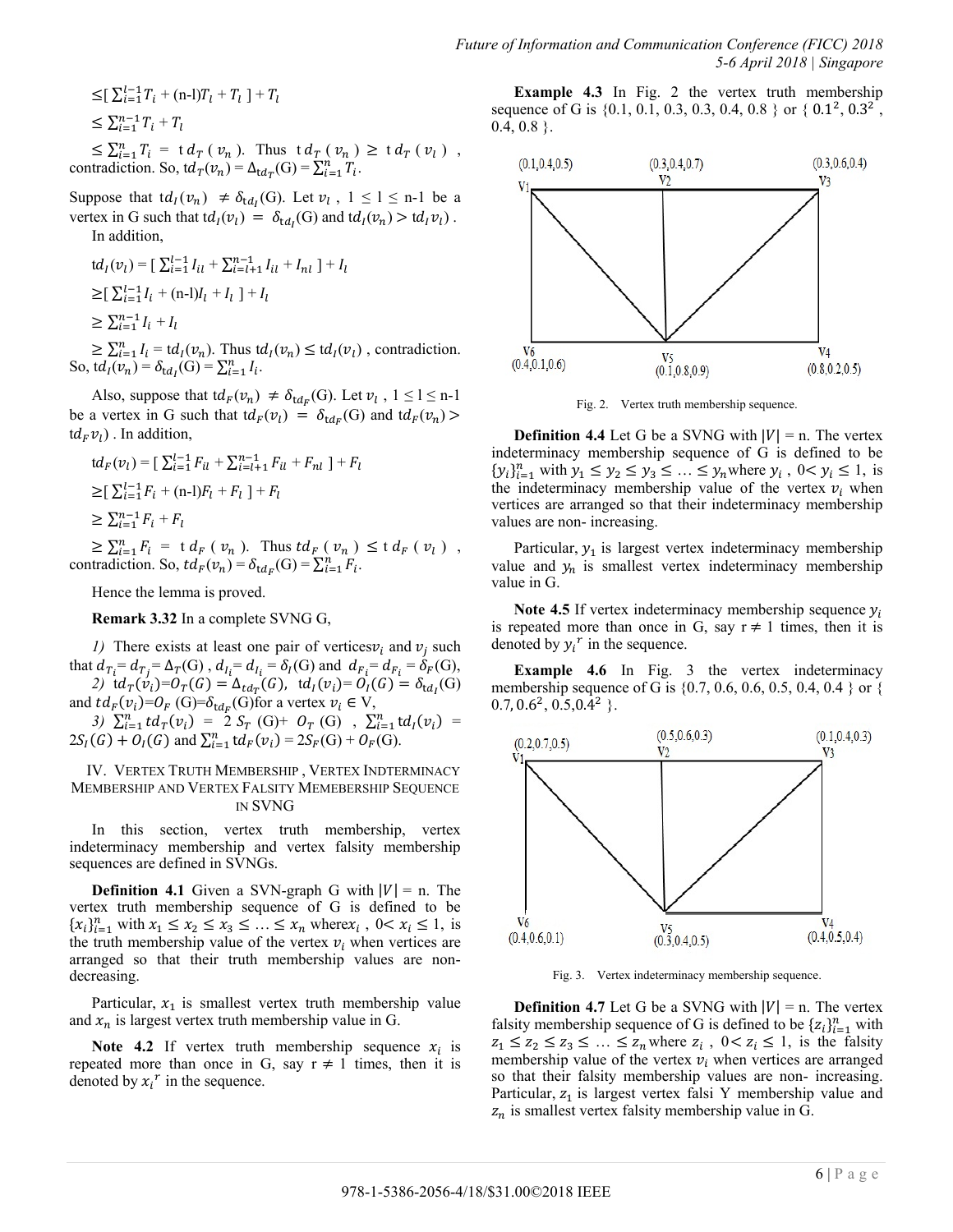$\leq [\sum_{i=1}^{l-1} T_i + (n-l)T_l + T_l] + T_l$

$\leq \sum_{i=1}^{n-1} T_i + T_l$

$\leq \sum_{i=1}^{n} T_i = td_T(v_n)$. Thus $td_T(v_n) \geq td_T(v_l)$, contradiction. So, $td_T(v_n) = \Delta_{td_T}(G) = \sum_{i=1}^{n} T_i$.

Suppose that $td_I(v_n) \neq \delta_{td_I}(G)$. Let $v_l$, $1 \leq l \leq n-1$ be a vertex in G such that $td_I(v_l) = \delta_{td_I}(G)$ and $td_I(v_n) > td_I v_l)$. In addition,

$td_I(v_l) = [\sum_{i=1}^{l-1} I_{il} + \sum_{i=l+1}^{n-1} I_{il} + I_{nl}] + I_l$

$\geq [\sum_{i=1}^{l-1} I_i + (n-l)I_l + I_l] + I_l$

$\geq \sum_{i=1}^{n-1} I_i + I_l$

$\geq \sum_{i=1}^{n} I_i = td_I(v_n)$. Thus $td_I(v_n) \leq td_I(v_l)$, contradiction. So, $td_I(v_n) = \delta_{td_I}(G) = \sum_{i=1}^{n} I_i$.

Also, suppose that $td_F(v_n) \neq \delta_{td_F}(G)$. Let $v_l$, $1 \leq l \leq n-1$ be a vertex in G such that $td_F(v_l) = \delta_{td_F}(G)$ and $td_F(v_n) > td_F v_l)$. In addition,

$td_F(v_l) = [\sum_{i=1}^{l-1} F_{il} + \sum_{i=l+1}^{n-1} F_{il} + F_{nl}] + F_l$

$\geq [\sum_{i=1}^{l-1} F_i + (n-l)F_l + F_l] + F_l$

$\geq \sum_{i=1}^{n-1} F_i + F_l$

$\geq \sum_{i=1}^{n} F_i = td_F(v_n)$. Thus $td_F(v_n) \leq td_F(v_l)$, contradiction. So, $td_F(v_n) = \delta_{td_F}(G) = \sum_{i=1}^{n} F_i$.

Hence the lemma is proved.

**Remark 3.32** In a complete SVNG G,

*1)* There exists at least one pair of vertices $v_i$ and $v_j$ such that $d_{T_i} = d_{T_j} = \Delta_T(G)$, $d_{I_i} = d_{I_i} = \delta_I(G)$ and $d_{F_i} = d_{F_i} = \delta_F(G)$,

*2)* $td_T(v_i) = O_T(G) = \Delta_{td_T}(G)$, $td_I(v_i) = O_I(G) = \delta_{td_I}(G)$ and $td_F(v_i) = O_F(G) = \delta_{td_F}(G)$ for a vertex $v_i \in V$,

*3)* $\sum_{i=1}^{n} td_T(v_i) = 2S_T(G) + O_T(G)$, $\sum_{i=1}^{n} td_I(v_i) = 2S_I(G) + O_I(G)$ and $\sum_{i=1}^{n} td_F(v_i) = 2S_F(G) + O_F(G)$.

## IV. Vertex Truth Membership, Vertex Indterminacy Membership and Vertex Falsity Memebership Sequence in SVNG

In this section, vertex truth membership, vertex indeterminacy membership and vertex falsity membership sequences are defined in SVNGs.

**Definition 4.1** Given a SVN-graph G with $|V| = n$. The vertex truth membership sequence of G is defined to be $\{x_i\}_{i=1}^{n}$ with $x_1 \leq x_2 \leq x_3 \leq \ldots \leq x_n$ where $x_i$, $0 < x_i \leq 1$, is the truth membership value of the vertex $v_i$ when vertices are arranged so that their truth membership values are non-decreasing.

Particular, $x_1$ is smallest vertex truth membership value and $x_n$ is largest vertex truth membership value in G.

**Note 4.2** If vertex truth membership sequence $x_i$ is repeated more than once in G, say $r \neq 1$ times, then it is denoted by ${x_i}^r$ in the sequence.

**Example 4.3** In Fig. 2 the vertex truth membership sequence of G is {0.1, 0.1, 0.3, 0.3, 0.4, 0.8 } or { $0.1^2$, $0.3^2$, 0.4, 0.8 }.

Fig. 2. Vertex truth membership sequence.

**Definition 4.4** Let G be a SVNG with $|V| = n$. The vertex indeterminacy membership sequence of G is defined to be $\{y_i\}_{i=1}^{n}$ with $y_1 \leq y_2 \leq y_3 \leq \ldots \leq y_n$ where $y_i$, $0 < y_i \leq 1$, is the indeterminacy membership value of the vertex $v_i$ when vertices are arranged so that their indeterminacy membership values are non- increasing.

Particular, $y_1$ is largest vertex indeterminacy membership value and $y_n$ is smallest vertex indeterminacy membership value in G.

**Note 4.5** If vertex indeterminacy membership sequence $y_i$ is repeated more than once in G, say $r \neq 1$ times, then it is denoted by ${y_i}^r$ in the sequence.

**Example 4.6** In Fig. 3 the vertex indeterminacy membership sequence of G is {0.7, 0.6, 0.6, 0.5, 0.4, 0.4 } or { 0.7, $0.6^2$, 0.5, $0.4^2$ }.

Fig. 3. Vertex indeterminacy membership sequence.

**Definition 4.7** Let G be a SVNG with $|V| = n$. The vertex falsity membership sequence of G is defined to be $\{z_i\}_{i=1}^{n}$ with $z_1 \leq z_2 \leq z_3 \leq \ldots \leq z_n$ where $z_i$, $0 < z_i \leq 1$, is the falsity membership value of the vertex $v_i$ when vertices are arranged so that their falsity membership values are non- increasing. Particular, $z_1$ is largest vertex falsi Y membership value and $z_n$ is smallest vertex falsity membership value in G.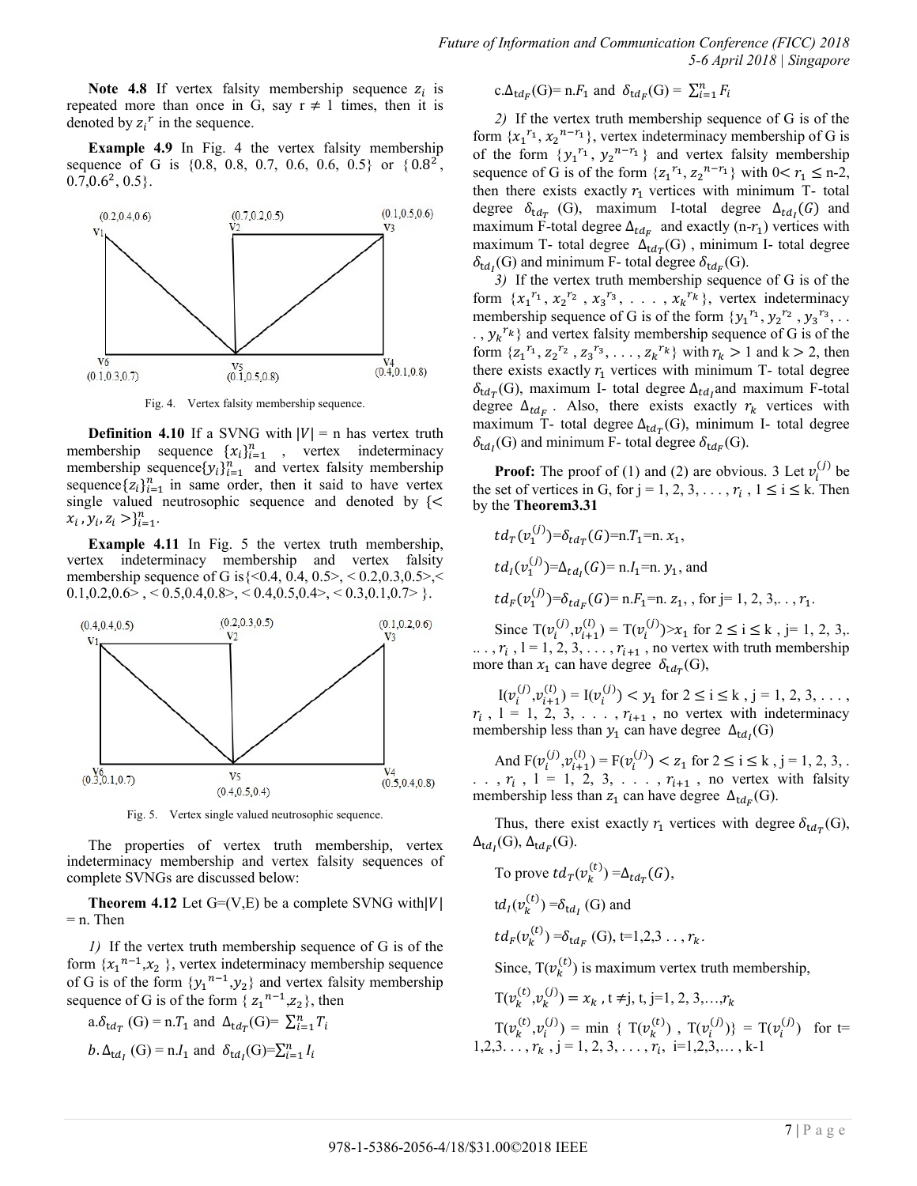**Note 4.8** If vertex falsity membership sequence $z_i$ is repeated more than once in G, say $r \neq 1$ times, then it is denoted by $z_i^r$ in the sequence.

**Example 4.9** In Fig. 4 the vertex falsity membership sequence of G is {0.8, 0.8, 0.7, 0.6, 0.6, 0.5} or {$0.8^2$, 0.7,$0.6^2$, 0.5}.

Fig. 4. Vertex falsity membership sequence.

**Definition 4.10** If a SVNG with $|V|$ = n has vertex truth membership sequence $\{x_i\}_{i=1}^{n}$, vertex indeterminacy membership sequence$\{y_i\}_{i=1}^{n}$ and vertex falsity membership sequence$\{z_i\}_{i=1}^{n}$ in same order, then it said to have vertex single valued neutrosophic sequence and denoted by $\{< x_i, y_i, z_i >\}_{i=1}^{n}$.

**Example 4.11** In Fig. 5 the vertex truth membership, vertex indeterminacy membership and vertex falsity membership sequence of G is{<0.4, 0.4, 0.5>, < 0.2,0.3,0.5>,< 0.1,0.2,0.6> , < 0.5,0.4,0.8>, < 0.4,0.5,0.4>, < 0.3,0.1,0.7> }.

Fig. 5. Vertex single valued neutrosophic sequence.

The properties of vertex truth membership, vertex indeterminacy membership and vertex falsity sequences of complete SVNGs are discussed below:

**Theorem 4.12** Let G=(V,E) be a complete SVNG with$|V|$ = n. Then

*1)* If the vertex truth membership sequence of G is of the form $\{x_1^{n-1}, x_2\}$, vertex indeterminacy membership sequence of G is of the form $\{y_1^{n-1}, y_2\}$ and vertex falsity membership sequence of G is of the form $\{z_1^{n-1}, z_2\}$, then

a.$\delta_{td_T}$ (G) = n.$T_1$ and $\Delta_{td_T}$(G)= $\sum_{i=1}^{n} T_i$

*b.*$\Delta_{td_I}$ (G) = n.$I_1$ and $\delta_{td_I}$(G)=$\sum_{i=1}^{n} I_i$

c.$\Delta_{td_F}$(G)= n.$F_1$ and $\delta_{td_F}$(G) = $\sum_{i=1}^{n} F_i$

*2)* If the vertex truth membership sequence of G is of the form $\{x_1^{r_1}, x_2^{n-r_1}\}$, vertex indeterminacy membership of G is of the form $\{y_1^{r_1}, y_2^{n-r_1}\}$ and vertex falsity membership sequence of G is of the form $\{z_1^{r_1}, z_2^{n-r_1}\}$ with $0 < r_1 \leq$ n-2, then there exists exactly $r_1$ vertices with minimum T- total degree $\delta_{td_T}$ (G), maximum I-total degree $\Delta_{td_I}(G)$ and maximum F-total degree $\Delta_{td_F}$ and exactly (n-$r_1$) vertices with maximum T- total degree $\Delta_{td_T}$(G) , minimum I- total degree $\delta_{td_I}$(G) and minimum F- total degree $\delta_{td_F}$(G).

*3)* If the vertex truth membership sequence of G is of the form $\{x_1^{r_1}, x_2^{r_2}, x_3^{r_3}, \ldots, x_k^{r_k}\}$, vertex indeterminacy membership sequence of G is of the form $\{y_1^{r_1}, y_2^{r_2}, y_3^{r_3}, \ldots, y_k^{r_k}\}$ and vertex falsity membership sequence of G is of the form $\{z_1^{r_1}, z_2^{r_2}, z_3^{r_3}, \ldots, z_k^{r_k}\}$ with $r_k > 1$ and k > 2, then there exists exactly $r_1$ vertices with minimum T- total degree $\delta_{td_T}$(G), maximum I- total degree $\Delta_{td_I}$and maximum F-total degree $\Delta_{td_F}$ . Also, there exists exactly $r_k$ vertices with maximum T- total degree $\Delta_{td_T}$(G), minimum I- total degree $\delta_{td_I}$(G) and minimum F- total degree $\delta_{td_F}$(G).

**Proof:** The proof of (1) and (2) are obvious. 3 Let $v_i^{(j)}$ be the set of vertices in G, for j = 1, 2, 3, . . . , $r_i$ , $1 \leq i \leq k$. Then by the **Theorem3.31**

$td_T(v_1^{(j)})$=$\delta_{td_T}(G)$=n.$T_1$=n. $x_1$,

$td_I(v_1^{(j)})$=$\Delta_{td_I}(G)$= n.$I_1$=n. $y_1$, and

$td_F(v_1^{(j)})$=$\delta_{td_F}(G)$= n.$F_1$=n. $z_1$, , for j= 1, 2, 3,. . . , $r_1$.

Since T($v_i^{(j)}$,$v_{i+1}^{(l)}$) = T($v_i^{(j)}$)>$x_1$ for $2 \leq i \leq k$ , j= 1, 2, 3,. .. . , $r_i$ , l = 1, 2, 3, . . . , $r_{i+1}$ , no vertex with truth membership more than $x_1$ can have degree $\delta_{td_T}$(G),

I($v_i^{(j)}$,$v_{i+1}^{(l)}$) = I($v_i^{(j)}$) $< y_1$ for $2 \leq i \leq k$ , j = 1, 2, 3, . . . , $r_i$ , l = 1, 2, 3, . . . , $r_{i+1}$ , no vertex with indeterminacy membership less than $y_1$ can have degree $\Delta_{td_I}$(G)

And F($v_i^{(j)}$,$v_{i+1}^{(l)}$) = F($v_i^{(j)}$) $< z_1$ for $2 \leq i \leq k$ , j = 1, 2, 3, . . . , $r_i$ , l = 1, 2, 3, . . . , $r_{i+1}$ , no vertex with falsity membership less than $z_1$ can have degree $\Delta_{td_F}$(G).

Thus, there exist exactly $r_1$ vertices with degree $\delta_{td_T}$(G), $\Delta_{td_I}$(G), $\Delta_{td_F}$(G).

To prove $td_T(v_k^{(t)})$ =$\Delta_{td_T}(G)$,

$td_I(v_k^{(t)})$ =$\delta_{td_I}$ (G) and

$td_F(v_k^{(t)})$ =$\delta_{td_F}$ (G), t=1,2,3 . . , $r_k$.

Since, T($v_k^{(t)}$) is maximum vertex truth membership,

T($v_k^{(t)}$,$v_k^{(j)}$) $= x_k$ , t ≠j, t, j=1, 2, 3,…,$r_k$

T($v_k^{(t)}$,$v_i^{(j)}$) = min { T($v_k^{(t)}$) , T($v_i^{(j)}$)} = T($v_i^{(j)}$) for t= 1,2,3. . . , $r_k$ , j = 1, 2, 3, . . . , $r_i$, i=1,2,3,… , k-1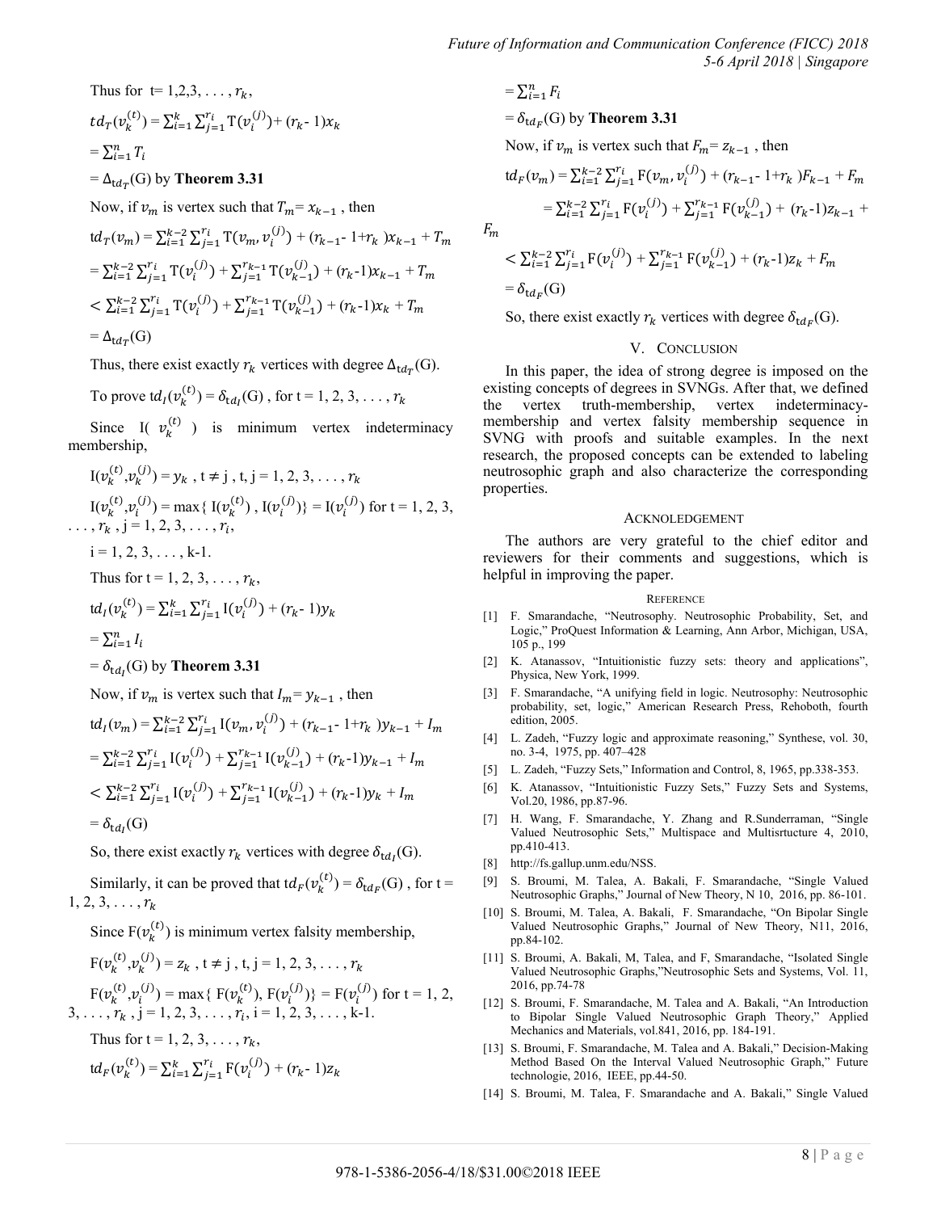Thus for t= 1,2,3, . . . , $r_k$,

$td_T(v_k^{(t)}) = \sum_{i=1}^{k}\sum_{j=1}^{r_i} T(v_i^{(j)}) + (r_k - 1)x_k$

$= \sum_{i=1}^{n} T_i$

$= \Delta_{td_T}(G)$ by **Theorem 3.31**

Now, if $v_m$ is vertex such that $T_m = x_{k-1}$ , then

$td_T(v_m) = \sum_{i=1}^{k-2}\sum_{j=1}^{r_i} T(v_m, v_i^{(j)}) + (r_{k-1} - 1 + r_k)x_{k-1} + T_m$

$= \sum_{i=1}^{k-2}\sum_{j=1}^{r_i} T(v_i^{(j)}) + \sum_{j=1}^{r_{k-1}} T(v_{k-1}^{(j)}) + (r_k - 1)x_{k-1} + T_m$

$< \sum_{i=1}^{k-2}\sum_{j=1}^{r_i} T(v_i^{(j)}) + \sum_{j=1}^{r_{k-1}} T(v_{k-1}^{(j)}) + (r_k - 1)x_k + T_m$

$= \Delta_{td_T}(G)$

Thus, there exist exactly $r_k$ vertices with degree $\Delta_{td_T}(G)$.

To prove $td_I(v_k^{(t)}) = \delta_{td_I}(G)$ , for t = 1, 2, 3, . . . , $r_k$

Since I( $v_k^{(t)}$ ) is minimum vertex indeterminacy membership,

$I(v_k^{(t)}, v_k^{(j)}) = y_k$ , t ≠ j , t, j = 1, 2, 3, . . . , $r_k$

$I(v_k^{(t)}, v_i^{(j)}) = \max\{ I(v_k^{(t)}) , I(v_i^{(j)})\} = I(v_i^{(j)})$ for t = 1, 2, 3, . . . , $r_k$ , j = 1, 2, 3, . . . , $r_i$,

i = 1, 2, 3, . . . , k-1.

Thus for t = 1, 2, 3, . . . , $r_k$,

$td_I(v_k^{(t)}) = \sum_{i=1}^{k}\sum_{j=1}^{r_i} I(v_i^{(j)}) + (r_k - 1)y_k$

$= \sum_{i=1}^{n} I_i$

$= \delta_{td_I}(G)$ by **Theorem 3.31**

Now, if $v_m$ is vertex such that $I_m = y_{k-1}$ , then

$td_I(v_m) = \sum_{i=1}^{k-2}\sum_{j=1}^{r_i} I(v_m, v_i^{(j)}) + (r_{k-1} - 1 + r_k)y_{k-1} + I_m$

$= \sum_{i=1}^{k-2}\sum_{j=1}^{r_i} I(v_i^{(j)}) + \sum_{j=1}^{r_{k-1}} I(v_{k-1}^{(j)}) + (r_k - 1)y_{k-1} + I_m$

$< \sum_{i=1}^{k-2}\sum_{j=1}^{r_i} I(v_i^{(j)}) + \sum_{j=1}^{r_{k-1}} I(v_{k-1}^{(j)}) + (r_k - 1)y_k + I_m$

$= \delta_{td_I}(G)$

So, there exist exactly $r_k$ vertices with degree $\delta_{td_I}(G)$.

Similarly, it can be proved that $td_F(v_k^{(t)}) = \delta_{td_F}(G)$ , for t = 1, 2, 3, . . . , $r_k$

Since $F(v_k^{(t)})$ is minimum vertex falsity membership,

$F(v_k^{(t)}, v_k^{(j)}) = z_k$ , t ≠ j , t, j = 1, 2, 3, . . . , $r_k$

$F(v_k^{(t)}, v_i^{(j)}) = \max\{ F(v_k^{(t)}), F(v_i^{(j)})\} = F(v_i^{(j)})$ for t = 1, 2, 3, . . . , $r_k$ , j = 1, 2, 3, . . . , $r_i$, i = 1, 2, 3, . . . , k-1.

Thus for t = 1, 2, 3, . . . , $r_k$,

$td_F(v_k^{(t)}) = \sum_{i=1}^{k}\sum_{j=1}^{r_i} F(v_i^{(j)}) + (r_k - 1)z_k$

$= \sum_{i=1}^{n} F_i$

$= \delta_{td_F}(G)$ by **Theorem 3.31**

Now, if $v_m$ is vertex such that $F_m = z_{k-1}$ , then

$td_F(v_m) = \sum_{i=1}^{k-2}\sum_{j=1}^{r_i} F(v_m, v_i^{(j)}) + (r_{k-1} - 1 + r_k)F_{k-1} + F_m$

$= \sum_{i=1}^{k-2}\sum_{j=1}^{r_i} F(v_i^{(j)}) + \sum_{j=1}^{r_{k-1}} F(v_{k-1}^{(j)}) + (r_k - 1)z_{k-1} + F_m$

$< \sum_{i=1}^{k-2}\sum_{j=1}^{r_i} F(v_i^{(j)}) + \sum_{j=1}^{r_{k-1}} F(v_{k-1}^{(j)}) + (r_k - 1)z_k + F_m$

$= \delta_{td_F}(G)$

So, there exist exactly $r_k$ vertices with degree $\delta_{td_F}(G)$.

## V. Conclusion

In this paper, the idea of strong degree is imposed on the existing concepts of degrees in SVNGs. After that, we defined the vertex truth-membership, vertex indeterminacy-membership and vertex falsity membership sequence in SVNG with proofs and suitable examples. In the next research, the proposed concepts can be extended to labeling neutrosophic graph and also characterize the corresponding properties.

## Acknoledgement

The authors are very grateful to the chief editor and reviewers for their comments and suggestions, which is helpful in improving the paper.

## Reference

[1] F. Smarandache, "Neutrosophy. Neutrosophic Probability, Set, and Logic," ProQuest Information & Learning, Ann Arbor, Michigan, USA, 105 p., 199

[2] K. Atanassov, "Intuitionistic fuzzy sets: theory and applications", Physica, New York, 1999.

[3] F. Smarandache, "A unifying field in logic. Neutrosophy: Neutrosophic probability, set, logic," American Research Press, Rehoboth, fourth edition, 2005.

[4] L. Zadeh, "Fuzzy logic and approximate reasoning," Synthese, vol. 30, no. 3-4, 1975, pp. 407–428

[5] L. Zadeh, "Fuzzy Sets," Information and Control, 8, 1965, pp.338-353.

[6] K. Atanassov, "Intuitionistic Fuzzy Sets," Fuzzy Sets and Systems, Vol.20, 1986, pp.87-96.

[7] H. Wang, F. Smarandache, Y. Zhang and R.Sunderraman, "Single Valued Neutrosophic Sets," Multispace and Multisrtucture 4, 2010, pp.410-413.

[8] http://fs.gallup.unm.edu/NSS.

[9] S. Broumi, M. Talea, A. Bakali, F. Smarandache, "Single Valued Neutrosophic Graphs," Journal of New Theory, N 10, 2016, pp. 86-101.

[10] S. Broumi, M. Talea, A. Bakali, F. Smarandache, "On Bipolar Single Valued Neutrosophic Graphs," Journal of New Theory, N11, 2016, pp.84-102.

[11] S. Broumi, A. Bakali, M, Talea, and F, Smarandache, "Isolated Single Valued Neutrosophic Graphs,"Neutrosophic Sets and Systems, Vol. 11, 2016, pp.74-78

[12] S. Broumi, F. Smarandache, M. Talea and A. Bakali, "An Introduction to Bipolar Single Valued Neutrosophic Graph Theory," Applied Mechanics and Materials, vol.841, 2016, pp. 184-191.

[13] S. Broumi, F. Smarandache, M. Talea and A. Bakali," Decision-Making Method Based On the Interval Valued Neutrosophic Graph," Future technologie, 2016, IEEE, pp.44-50.

[14] S. Broumi, M. Talea, F. Smarandache and A. Bakali," Single Valued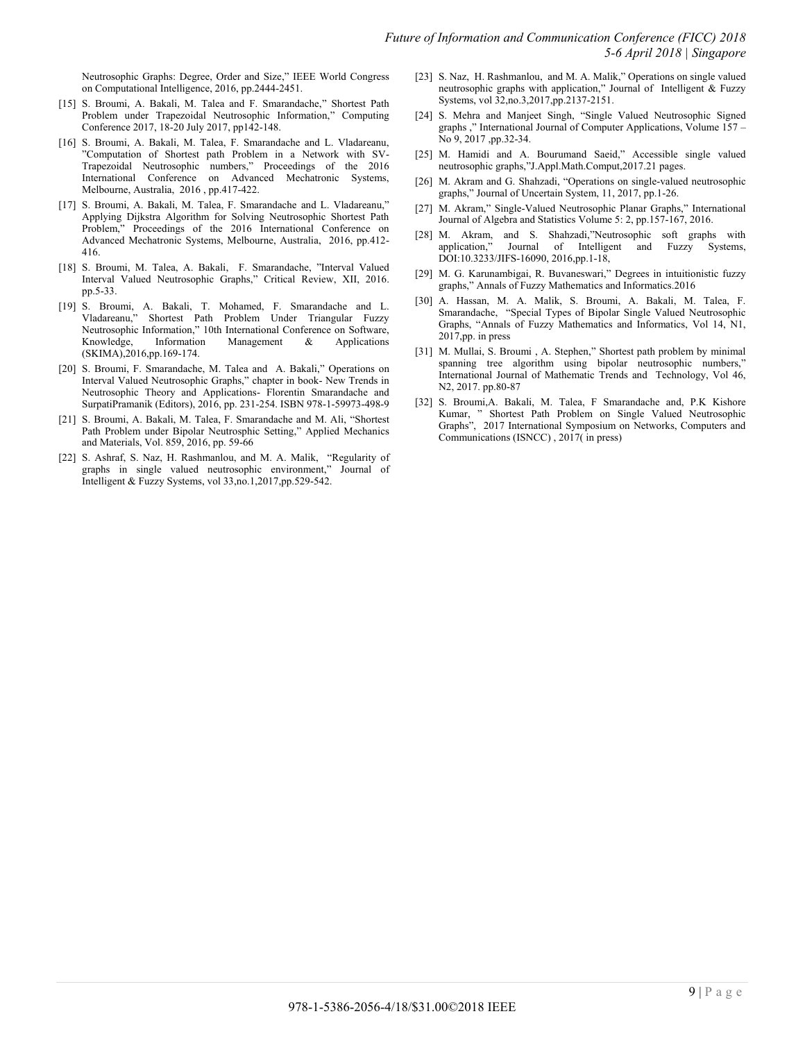Neutrosophic Graphs: Degree, Order and Size," IEEE World Congress on Computational Intelligence, 2016, pp.2444-2451.

[15] S. Broumi, A. Bakali, M. Talea and F. Smarandache," Shortest Path Problem under Trapezoidal Neutrosophic Information," Computing Conference 2017, 18-20 July 2017, pp142-148.

[16] S. Broumi, A. Bakali, M. Talea, F. Smarandache and L. Vladareanu, "Computation of Shortest path Problem in a Network with SV-Trapezoidal Neutrosophic numbers," Proceedings of the 2016 International Conference on Advanced Mechatronic Systems, Melbourne, Australia, 2016 , pp.417-422.

[17] S. Broumi, A. Bakali, M. Talea, F. Smarandache and L. Vladareanu," Applying Dijkstra Algorithm for Solving Neutrosophic Shortest Path Problem," Proceedings of the 2016 International Conference on Advanced Mechatronic Systems, Melbourne, Australia, 2016, pp.412-416.

[18] S. Broumi, M. Talea, A. Bakali, F. Smarandache, "Interval Valued Interval Valued Neutrosophic Graphs," Critical Review, XII, 2016. pp.5-33.

[19] S. Broumi, A. Bakali, T. Mohamed, F. Smarandache and L. Vladareanu," Shortest Path Problem Under Triangular Fuzzy Neutrosophic Information," 10th International Conference on Software, Knowledge, Information Management & Applications (SKIMA),2016,pp.169-174.

[20] S. Broumi, F. Smarandache, M. Talea and A. Bakali," Operations on Interval Valued Neutrosophic Graphs," chapter in book- New Trends in Neutrosophic Theory and Applications- Florentin Smarandache and SurpatiPramanik (Editors), 2016, pp. 231-254. ISBN 978-1-59973-498-9

[21] S. Broumi, A. Bakali, M. Talea, F. Smarandache and M. Ali, "Shortest Path Problem under Bipolar Neutrosphic Setting," Applied Mechanics and Materials, Vol. 859, 2016, pp. 59-66

[22] S. Ashraf, S. Naz, H. Rashmanlou, and M. A. Malik, "Regularity of graphs in single valued neutrosophic environment," Journal of Intelligent & Fuzzy Systems, vol 33,no.1,2017,pp.529-542.

[23] S. Naz, H. Rashmanlou, and M. A. Malik," Operations on single valued neutrosophic graphs with application," Journal of Intelligent & Fuzzy Systems, vol 32,no.3,2017,pp.2137-2151.

[24] S. Mehra and Manjeet Singh, "Single Valued Neutrosophic Signed graphs ," International Journal of Computer Applications, Volume 157 – No 9, 2017 ,pp.32-34.

[25] M. Hamidi and A. Bourumand Saeid," Accessible single valued neutrosophic graphs,"J.Appl.Math.Comput,2017.21 pages.

[26] M. Akram and G. Shahzadi, "Operations on single-valued neutrosophic graphs," Journal of Uncertain System, 11, 2017, pp.1-26.

[27] M. Akram," Single-Valued Neutrosophic Planar Graphs," International Journal of Algebra and Statistics Volume 5: 2, pp.157-167, 2016.

[28] M. Akram, and S. Shahzadi,"Neutrosophic soft graphs with application," Journal of Intelligent and Fuzzy Systems, DOI:10.3233/JIFS-16090, 2016,pp.1-18,

[29] M. G. Karunambigai, R. Buvaneswari," Degrees in intuitionistic fuzzy graphs," Annals of Fuzzy Mathematics and Informatics.2016

[30] A. Hassan, M. A. Malik, S. Broumi, A. Bakali, M. Talea, F. Smarandache, "Special Types of Bipolar Single Valued Neutrosophic Graphs, "Annals of Fuzzy Mathematics and Informatics, Vol 14, N1, 2017,pp. in press

[31] M. Mullai, S. Broumi , A. Stephen," Shortest path problem by minimal spanning tree algorithm using bipolar neutrosophic numbers," International Journal of Mathematic Trends and Technology, Vol 46, N2, 2017. pp.80-87

[32] S. Broumi,A. Bakali, M. Talea, F Smarandache and, P.K Kishore Kumar, " Shortest Path Problem on Single Valued Neutrosophic Graphs", 2017 International Symposium on Networks, Computers and Communications (ISNCC) , 2017( in press)